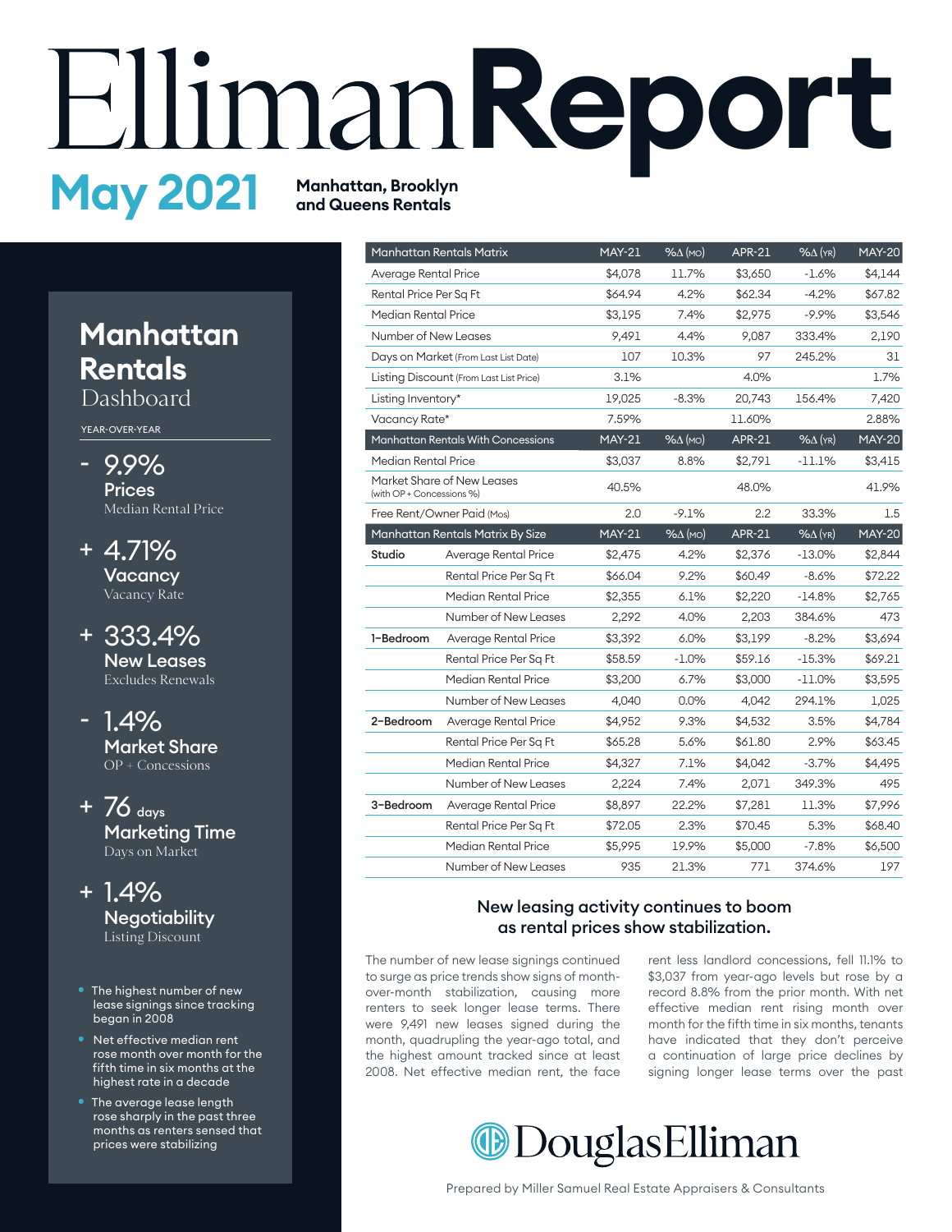# Elliman Report

## May 2021

**Manhattan, Brooklyn and Queens Rentals**

## Manhattan Rentals Dashboard

YEAR-OVER-YEAR

- **- 9.9%** Prices — Median Rental Price
- **+ 4.71%** Vacancy — Vacancy Rate
- **+ 333.4%** New Leases — Excludes Renewals
- **- 1.4%** Market Share — OP + Concessions
- **+ 76 days** Marketing Time — Days on Market
- **+ 1.4%** Negotiability — Listing Discount

- The highest number of new lease signings since tracking began in 2008
- Net effective median rent rose month over month for the fifth time in six months at the highest rate in a decade
- The average lease length rose sharply in the past three months as renters sensed that prices were stabilizing

| Manhattan Rentals Matrix | | MAY-21 | %∆ (MO) | APR-21 | %∆ (YR) | MAY-20 |
|---|---|---|---|---|---|---|
| Average Rental Price | | $4,078 | 11.7% | $3,650 | -1.6% | $4,144 |
| Rental Price Per Sq Ft | | $64.94 | 4.2% | $62.34 | -4.2% | $67.82 |
| Median Rental Price | | $3,195 | 7.4% | $2,975 | -9.9% | $3,546 |
| Number of New Leases | | 9,491 | 4.4% | 9,087 | 333.4% | 2,190 |
| Days on Market (From Last List Date) | | 107 | 10.3% | 97 | 245.2% | 31 |
| Listing Discount (From Last List Price) | | 3.1% | | 4.0% | | 1.7% |
| Listing Inventory* | | 19,025 | -8.3% | 20,743 | 156.4% | 7,420 |
| Vacancy Rate* | | 7.59% | | 11.60% | | 2.88% |
| **Manhattan Rentals With Concessions** | | **MAY-21** | **%∆ (MO)** | **APR-21** | **%∆ (YR)** | **MAY-20** |
| Median Rental Price | | $3,037 | 8.8% | $2,791 | -11.1% | $3,415 |
| Market Share of New Leases (with OP + Concessions %) | | 40.5% | | 48.0% | | 41.9% |
| Free Rent/Owner Paid (Mos) | | 2.0 | -9.1% | 2.2 | 33.3% | 1.5 |
| **Manhattan Rentals Matrix By Size** | | **MAY-21** | **%∆ (MO)** | **APR-21** | **%∆ (YR)** | **MAY-20** |
| **Studio** | Average Rental Price | $2,475 | 4.2% | $2,376 | -13.0% | $2,844 |
| | Rental Price Per Sq Ft | $66.04 | 9.2% | $60.49 | -8.6% | $72.22 |
| | Median Rental Price | $2,355 | 6.1% | $2,220 | -14.8% | $2,765 |
| | Number of New Leases | 2,292 | 4.0% | 2,203 | 384.6% | 473 |
| **1-Bedroom** | Average Rental Price | $3,392 | 6.0% | $3,199 | -8.2% | $3,694 |
| | Rental Price Per Sq Ft | $58.59 | -1.0% | $59.16 | -15.3% | $69.21 |
| | Median Rental Price | $3,200 | 6.7% | $3,000 | -11.0% | $3,595 |
| | Number of New Leases | 4,040 | 0.0% | 4,042 | 294.1% | 1,025 |
| **2-Bedroom** | Average Rental Price | $4,952 | 9.3% | $4,532 | 3.5% | $4,784 |
| | Rental Price Per Sq Ft | $65.28 | 5.6% | $61.80 | 2.9% | $63.45 |
| | Median Rental Price | $4,327 | 7.1% | $4,042 | -3.7% | $4,495 |
| | Number of New Leases | 2,224 | 7.4% | 2,071 | 349.3% | 495 |
| **3-Bedroom** | Average Rental Price | $8,897 | 22.2% | $7,281 | 11.3% | $7,996 |
| | Rental Price Per Sq Ft | $72.05 | 2.3% | $70.45 | 5.3% | $68.40 |
| | Median Rental Price | $5,995 | 19.9% | $5,000 | -7.8% | $6,500 |
| | Number of New Leases | 935 | 21.3% | 771 | 374.6% | 197 |

### New leasing activity continues to boom as rental prices show stabilization.

The number of new lease signings continued to surge as price trends show signs of month-over-month stabilization, causing more renters to seek longer lease terms. There were 9,491 new leases signed during the month, quadrupling the year-ago total, and the highest amount tracked since at least 2008. Net effective median rent, the face rent less landlord concessions, fell 11.1% to $3,037 from year-ago levels but rose by a record 8.8% from the prior month. With net effective median rent rising month over month for the fifth time in six months, tenants have indicated that they don't perceive a continuation of large price declines by signing longer lease terms over the past

DouglasElliman

Prepared by Miller Samuel Real Estate Appraisers & Consultants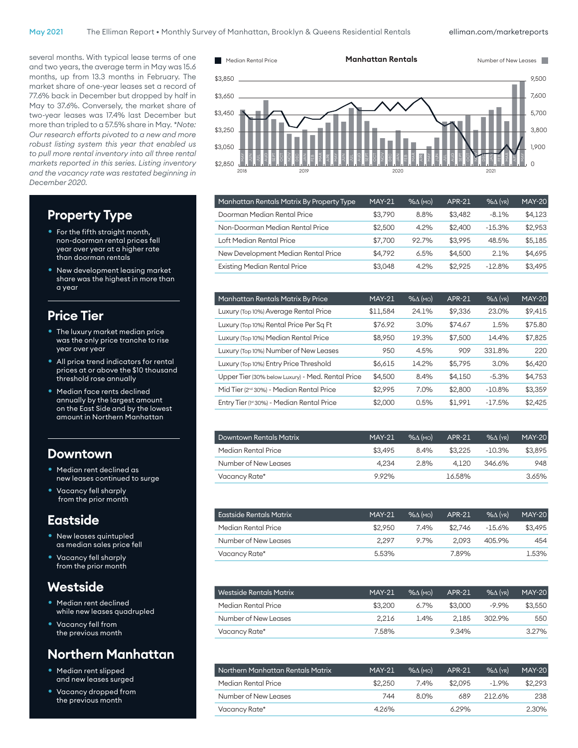several months. With typical lease terms of one and two years, the average term in May was 15.6 months, up from 13.3 months in February. The market share of one-year leases set a record of 77.6% back in December but dropped by half in May to 37.6%. Conversely, the market share of two-year leases was 17.4% last December but more than tripled to a 57.5% share in May. *Note: Our research efforts pivoted to a new and more robust listing system this year that enabled us to pull more rental inventory into all three rental markets reported in this series. Listing inventory and the vacancy rate was restated beginning in December 2020.*

**Manhattan Rentals**

Median Rental Price | Number of New Leases

## Property Type

- For the fifth straight month, non-doorman rental prices fell year over year at a higher rate than doorman rentals
- New development leasing market share was the highest in more than a year

## Price Tier

- The luxury market median price was the only price tranche to rise year over year
- All price trend indicators for rental prices at or above the $10 thousand threshold rose annually
- Median face rents declined annually by the largest amount on the East Side and by the lowest amount in Northern Manhattan

## Downtown

- Median rent declined as new leases continued to surge
- Vacancy fell sharply from the prior month

## Eastside

- New leases quintupled as median sales price fell
- Vacancy fell sharply from the prior month

## Westside

- Median rent declined while new leases quadrupled
- Vacancy fell from the previous month

## Northern Manhattan

- Median rent slipped and new leases surged
- Vacancy dropped from the previous month

| Manhattan Rentals Matrix By Property Type | MAY-21 | %Δ (MO) | APR-21 | %Δ (YR) | MAY-20 |
|---|---|---|---|---|---|
| Doorman Median Rental Price | $3,790 | 8.8% | $3,482 | -8.1% | $4,123 |
| Non-Doorman Median Rental Price | $2,500 | 4.2% | $2,400 | -15.3% | $2,953 |
| Loft Median Rental Price | $7,700 | 92.7% | $3,995 | 48.5% | $5,185 |
| New Development Median Rental Price | $4,792 | 6.5% | $4,500 | 2.1% | $4,695 |
| Existing Median Rental Price | $3,048 | 4.2% | $2,925 | -12.8% | $3,495 |

| Manhattan Rentals Matrix By Price | MAY-21 | %Δ (MO) | APR-21 | %Δ (YR) | MAY-20 |
|---|---|---|---|---|---|
| Luxury (Top 10%) Average Rental Price | $11,584 | 24.1% | $9,336 | 23.0% | $9,415 |
| Luxury (Top 10%) Rental Price Per Sq Ft | $76.92 | 3.0% | $74.67 | 1.5% | $75.80 |
| Luxury (Top 10%) Median Rental Price | $8,950 | 19.3% | $7,500 | 14.4% | $7,825 |
| Luxury (Top 10%) Number of New Leases | 950 | 4.5% | 909 | 331.8% | 220 |
| Luxury (Top 10%) Entry Price Threshold | $6,615 | 14.2% | $5,795 | 3.0% | $6,420 |
| Upper Tier (30% below Luxury) - Med. Rental Price | $4,500 | 8.4% | $4,150 | -5.3% | $4,753 |
| Mid Tier (2nd 30%) - Median Rental Price | $2,995 | 7.0% | $2,800 | -10.8% | $3,359 |
| Entry Tier (1st 30%) - Median Rental Price | $2,000 | 0.5% | $1,991 | -17.5% | $2,425 |

| Downtown Rentals Matrix | MAY-21 | %Δ (MO) | APR-21 | %Δ (YR) | MAY-20 |
|---|---|---|---|---|---|
| Median Rental Price | $3,495 | 8.4% | $3,225 | -10.3% | $3,895 |
| Number of New Leases | 4,234 | 2.8% | 4,120 | 346.6% | 948 |
| Vacancy Rate* | 9.92% | | 16.58% | | 3.65% |

| Eastside Rentals Matrix | MAY-21 | %Δ (MO) | APR-21 | %Δ (YR) | MAY-20 |
|---|---|---|---|---|---|
| Median Rental Price | $2,950 | 7.4% | $2,746 | -15.6% | $3,495 |
| Number of New Leases | 2,297 | 9.7% | 2,093 | 405.9% | 454 |
| Vacancy Rate* | 5.53% | | 7.89% | | 1.53% |

| Westside Rentals Matrix | MAY-21 | %Δ (MO) | APR-21 | %Δ (YR) | MAY-20 |
|---|---|---|---|---|---|
| Median Rental Price | $3,200 | 6.7% | $3,000 | -9.9% | $3,550 |
| Number of New Leases | 2,216 | 1.4% | 2,185 | 302.9% | 550 |
| Vacancy Rate* | 7.58% | | 9.34% | | 3.27% |

| Northern Manhattan Rentals Matrix | MAY-21 | %Δ (MO) | APR-21 | %Δ (YR) | MAY-20 |
|---|---|---|---|---|---|
| Median Rental Price | $2,250 | 7.4% | $2,095 | -1.9% | $2,293 |
| Number of New Leases | 744 | 8.0% | 689 | 212.6% | 238 |
| Vacancy Rate* | 4.26% | | 6.29% | | 2.30% |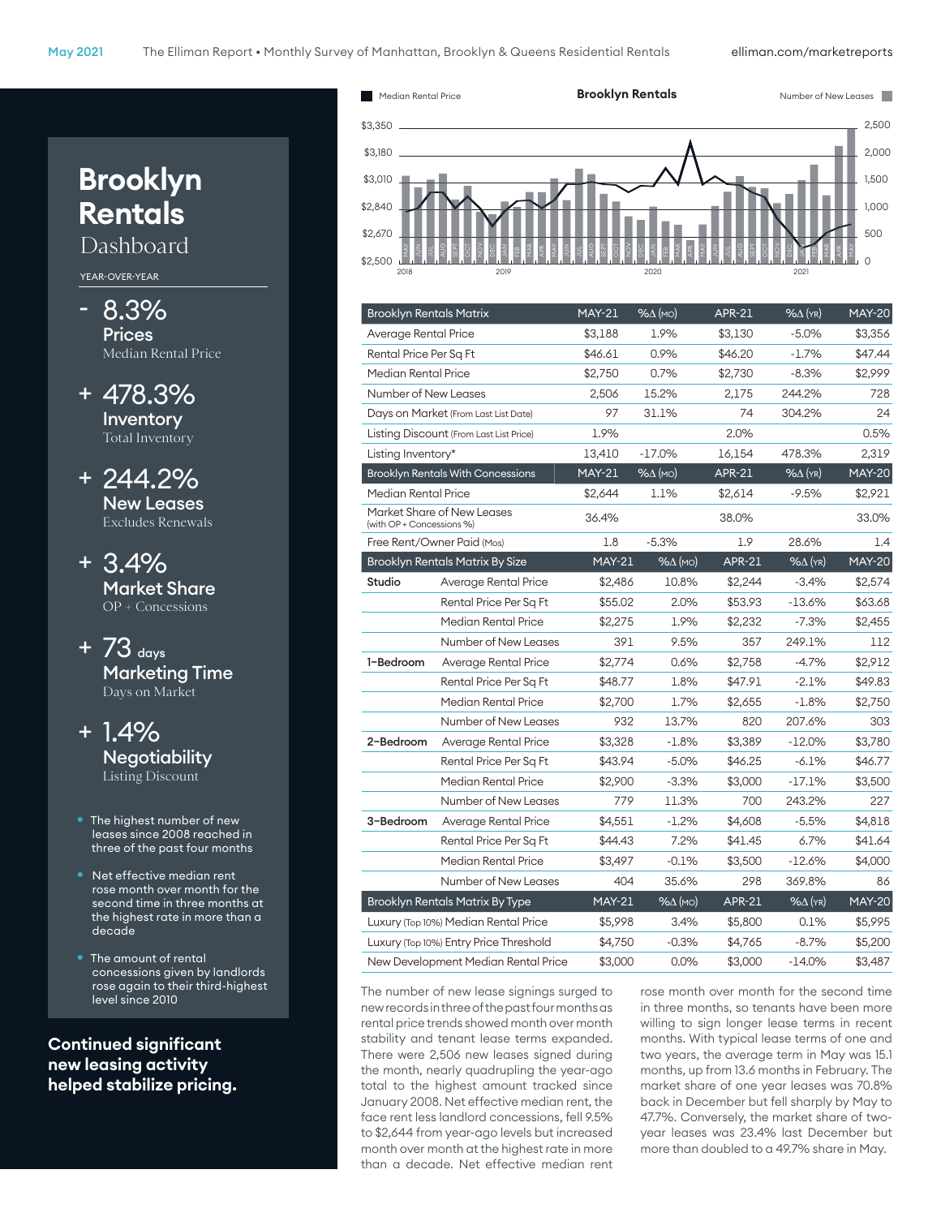# Brooklyn Rentals

Dashboard

YEAR-OVER-YEAR

**- 8.3%**
**Prices**
Median Rental Price

**+ 478.3%**
**Inventory**
Total Inventory

**+ 244.2%**
**New Leases**
Excludes Renewals

**+ 3.4%**
**Market Share**
OP + Concessions

**+ 73 days**
**Marketing Time**
Days on Market

**+ 1.4%**
**Negotiability**
Listing Discount

- The highest number of new leases since 2008 reached in three of the past four months
- Net effective median rent rose month over month for the second time in three months at the highest rate in more than a decade
- The amount of rental concessions given by landlords rose again to their third-highest level since 2010

**Continued significant new leasing activity helped stabilize pricing.**

**Brooklyn Rentals**

Median Rental Price | Number of New Leases

| Brooklyn Rentals Matrix | | MAY-21 | %Δ (MO) | APR-21 | %Δ (YR) | MAY-20 |
|---|---|---|---|---|---|---|
| Average Rental Price | | $3,188 | 1.9% | $3,130 | -5.0% | $3,356 |
| Rental Price Per Sq Ft | | $46.61 | 0.9% | $46.20 | -1.7% | $47.44 |
| Median Rental Price | | $2,750 | 0.7% | $2,730 | -8.3% | $2,999 |
| Number of New Leases | | 2,506 | 15.2% | 2,175 | 244.2% | 728 |
| Days on Market (From Last List Date) | | 97 | 31.1% | 74 | 304.2% | 24 |
| Listing Discount (From Last List Price) | | 1.9% | | 2.0% | | 0.5% |
| Listing Inventory* | | 13,410 | -17.0% | 16,154 | 478.3% | 2,319 |
| **Brooklyn Rentals With Concessions** | | **MAY-21** | **%Δ (MO)** | **APR-21** | **%Δ (YR)** | **MAY-20** |
| Median Rental Price | | $2,644 | 1.1% | $2,614 | -9.5% | $2,921 |
| Market Share of New Leases (with OP + Concessions %) | | 36.4% | | 38.0% | | 33.0% |
| Free Rent/Owner Paid (Mos) | | 1.8 | -5.3% | 1.9 | 28.6% | 1.4 |
| **Brooklyn Rentals Matrix By Size** | | **MAY-21** | **%Δ (MO)** | **APR-21** | **%Δ (YR)** | **MAY-20** |
| Studio | Average Rental Price | $2,486 | 10.8% | $2,244 | -3.4% | $2,574 |
| | Rental Price Per Sq Ft | $55.02 | 2.0% | $53.93 | -13.6% | $63.68 |
| | Median Rental Price | $2,275 | 1.9% | $2,232 | -7.3% | $2,455 |
| | Number of New Leases | 391 | 9.5% | 357 | 249.1% | 112 |
| 1-Bedroom | Average Rental Price | $2,774 | 0.6% | $2,758 | -4.7% | $2,912 |
| | Rental Price Per Sq Ft | $48.77 | 1.8% | $47.91 | -2.1% | $49.83 |
| | Median Rental Price | $2,700 | 1.7% | $2,655 | -1.8% | $2,750 |
| | Number of New Leases | 932 | 13.7% | 820 | 207.6% | 303 |
| 2-Bedroom | Average Rental Price | $3,328 | -1.8% | $3,389 | -12.0% | $3,780 |
| | Rental Price Per Sq Ft | $43.94 | -5.0% | $46.25 | -6.1% | $46.77 |
| | Median Rental Price | $2,900 | -3.3% | $3,000 | -17.1% | $3,500 |
| | Number of New Leases | 779 | 11.3% | 700 | 243.2% | 227 |
| 3-Bedroom | Average Rental Price | $4,551 | -1.2% | $4,608 | -5.5% | $4,818 |
| | Rental Price Per Sq Ft | $44.43 | 7.2% | $41.45 | 6.7% | $41.64 |
| | Median Rental Price | $3,497 | -0.1% | $3,500 | -12.6% | $4,000 |
| | Number of New Leases | 404 | 35.6% | 298 | 369.8% | 86 |
| **Brooklyn Rentals Matrix By Type** | | **MAY-21** | **%Δ (MO)** | **APR-21** | **%Δ (YR)** | **MAY-20** |
| Luxury (Top 10%) Median Rental Price | | $5,998 | 3.4% | $5,800 | 0.1% | $5,995 |
| Luxury (Top 10%) Entry Price Threshold | | $4,750 | -0.3% | $4,765 | -8.7% | $5,200 |
| New Development Median Rental Price | | $3,000 | 0.0% | $3,000 | -14.0% | $3,487 |

The number of new lease signings surged to new records in three of the past four months as rental price trends showed month over month stability and tenant lease terms expanded. There were 2,506 new leases signed during the month, nearly quadrupling the year-ago total to the highest amount tracked since January 2008. Net effective median rent, the face rent less landlord concessions, fell 9.5% to $2,644 from year-ago levels but increased month over month at the highest rate in more than a decade. Net effective median rent rose month over month for the second time in three months, so tenants have been more willing to sign longer lease terms in recent months. With typical lease terms of one and two years, the average term in May was 15.1 months, up from 13.6 months in February. The market share of one year leases was 70.8% back in December but fell sharply by May to 47.7%. Conversely, the market share of two-year leases was 23.4% last December but more than doubled to a 49.7% share in May.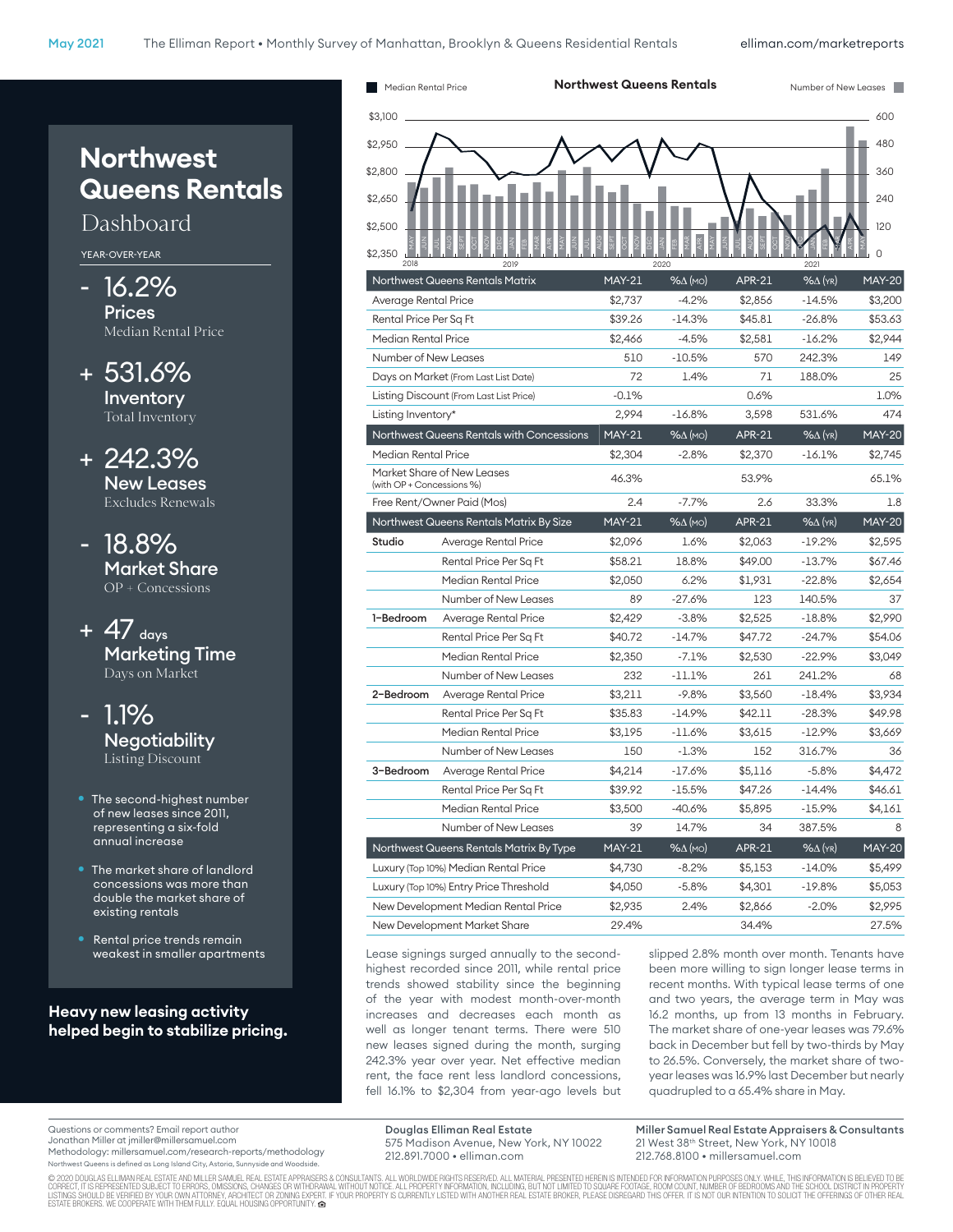# Northwest Queens Rentals

## Dashboard

YEAR-OVER-YEAR

- 16.2%
**Prices**
Median Rental Price

+ 531.6%
**Inventory**
Total Inventory

+ 242.3%
**New Leases**
Excludes Renewals

- 18.8%
**Market Share**
OP + Concessions

+ 47 days
**Marketing Time**
Days on Market

- 1.1%
**Negotiability**
Listing Discount

- The second-highest number of new leases since 2011, representing a six-fold annual increase
- The market share of landlord concessions was more than double the market share of existing rentals
- Rental price trends remain weakest in smaller apartments

**Heavy new leasing activity helped begin to stabilize pricing.**

Northwest Queens Rentals

Median Rental Price

Number of New Leases

$3,100
$2,950
$2,800
$2,650
$2,500
$2,350

600
480
360
240
120
0

2018 2019 2020 2021

MAY JUN JUL AUG SEPT OCT NOV DEC JAN FEB MAR APR MAY JUN JUL AUG SEPT OCT NOV DEC JAN FEB MAR APR MAY JUN JUL AUG SEPT OCT NOV DEC JAN FEB MAR APR MAY

| Northwest Queens Rentals Matrix | MAY-21 | %Δ (MO) | APR-21 | %Δ (YR) | MAY-20 |
|---|---|---|---|---|---|
| Average Rental Price | $2,737 | -4.2% | $2,856 | -14.5% | $3,200 |
| Rental Price Per Sq Ft | $39.26 | -14.3% | $45.81 | -26.8% | $53.63 |
| Median Rental Price | $2,466 | -4.5% | $2,581 | -16.2% | $2,944 |
| Number of New Leases | 510 | -10.5% | 570 | 242.3% | 149 |
| Days on Market (From Last List Date) | 72 | 1.4% | 71 | 188.0% | 25 |
| Listing Discount (From Last List Price) | -0.1% | | 0.6% | | 1.0% |
| Listing Inventory* | 2,994 | -16.8% | 3,598 | 531.6% | 474 |
| **Northwest Queens Rentals with Concessions** | **MAY-21** | **%Δ (MO)** | **APR-21** | **%Δ (YR)** | **MAY-20** |
| Median Rental Price | $2,304 | -2.8% | $2,370 | -16.1% | $2,745 |
| Market Share of New Leases (with OP + Concessions %) | 46.3% | | 53.9% | | 65.1% |
| Free Rent/Owner Paid (Mos) | 2.4 | -7.7% | 2.6 | 33.3% | 1.8 |

| Northwest Queens Rentals Matrix By Size | | MAY-21 | %Δ (MO) | APR-21 | %Δ (YR) | MAY-20 |
|---|---|---|---|---|---|---|
| Studio | Average Rental Price | $2,096 | 1.6% | $2,063 | -19.2% | $2,595 |
| | Rental Price Per Sq Ft | $58.21 | 18.8% | $49.00 | -13.7% | $67.46 |
| | Median Rental Price | $2,050 | 6.2% | $1,931 | -22.8% | $2,654 |
| | Number of New Leases | 89 | -27.6% | 123 | 140.5% | 37 |
| 1-Bedroom | Average Rental Price | $2,429 | -3.8% | $2,525 | -18.8% | $2,990 |
| | Rental Price Per Sq Ft | $40.72 | -14.7% | $47.72 | -24.7% | $54.06 |
| | Median Rental Price | $2,350 | -7.1% | $2,530 | -22.9% | $3,049 |
| | Number of New Leases | 232 | -11.1% | 261 | 241.2% | 68 |
| 2-Bedroom | Average Rental Price | $3,211 | -9.8% | $3,560 | -18.4% | $3,934 |
| | Rental Price Per Sq Ft | $35.83 | -14.9% | $42.11 | -28.3% | $49.98 |
| | Median Rental Price | $3,195 | -11.6% | $3,615 | -12.9% | $3,669 |
| | Number of New Leases | 150 | -1.3% | 152 | 316.7% | 36 |
| 3-Bedroom | Average Rental Price | $4,214 | -17.6% | $5,116 | -5.8% | $4,472 |
| | Rental Price Per Sq Ft | $39.92 | -15.5% | $47.26 | -14.4% | $46.61 |
| | Median Rental Price | $3,500 | -40.6% | $5,895 | -15.9% | $4,161 |
| | Number of New Leases | 39 | 14.7% | 34 | 387.5% | 8 |

| Northwest Queens Rentals Matrix By Type | MAY-21 | %Δ (MO) | APR-21 | %Δ (YR) | MAY-20 |
|---|---|---|---|---|---|
| Luxury (Top 10%) Median Rental Price | $4,730 | -8.2% | $5,153 | -14.0% | $5,499 |
| Luxury (Top 10%) Entry Price Threshold | $4,050 | -5.8% | $4,301 | -19.8% | $5,053 |
| New Development Median Rental Price | $2,935 | 2.4% | $2,866 | -2.0% | $2,995 |
| New Development Market Share | 29.4% | | 34.4% | | 27.5% |

Lease signings surged annually to the second-highest recorded since 2011, while rental price trends showed stability since the beginning of the year with modest month-over-month increases and decreases each month as well as longer tenant terms. There were 510 new leases signed during the month, surging 242.3% year over year. Net effective median rent, the face rent less landlord concessions, fell 16.1% to $2,304 from year-ago levels but slipped 2.8% month over month. Tenants have been more willing to sign longer lease terms in recent months. With typical lease terms of one and two years, the average term in May was 16.2 months, up from 13 months in February. The market share of one-year leases was 79.6% back in December but fell by two-thirds by May to 26.5%. Conversely, the market share of two-year leases was 16.9% last December but nearly quadrupled to a 65.4% share in May.

Questions or comments? Email report author Jonathan Miller at jmiller@millersamuel.com
Methodology: millersamuel.com/research-reports/methodology
Northwest Queens is defined as Long Island City, Astoria, Sunnyside and Woodside.

**Douglas Elliman Real Estate**
575 Madison Avenue, New York, NY 10022
212.891.7000 • elliman.com

**Miller Samuel Real Estate Appraisers & Consultants**
21 West 38th Street, New York, NY 10018
212.768.8100 • millersamuel.com

© 2020 DOUGLAS ELLIMAN REAL ESTATE AND MILLER SAMUEL REAL ESTATE APPRAISERS & CONSULTANTS. ALL WORLDWIDE RIGHTS RESERVED. ALL MATERIAL PRESENTED HEREIN IS INTENDED FOR INFORMATION PURPOSES ONLY. WHILE, THIS INFORMATION IS BELIEVED TO BE CORRECT, IT IS REPRESENTED SUBJECT TO ERRORS, OMISSIONS, CHANGES OR WITHDRAWAL WITHOUT NOTICE. ALL PROPERTY INFORMATION, INCLUDING, BUT NOT LIMITED TO SQUARE FOOTAGE, ROOM COUNT, NUMBER OF BEDROOMS AND THE SCHOOL DISTRICT IN PROPERTY LISTINGS SHOULD BE VERIFIED BY YOUR OWN ATTORNEY, ARCHITECT OR ZONING EXPERT. IF YOUR PROPERTY IS CURRENTLY LISTED WITH ANOTHER REAL ESTATE BROKER, PLEASE DISREGARD THIS OFFER. IT IS NOT OUR INTENTION TO SOLICIT THE OFFERINGS OF OTHER REAL ESTATE BROKERS. WE COOPERATE WITH THEM FULLY. EQUAL HOUSING OPPORTUNITY.